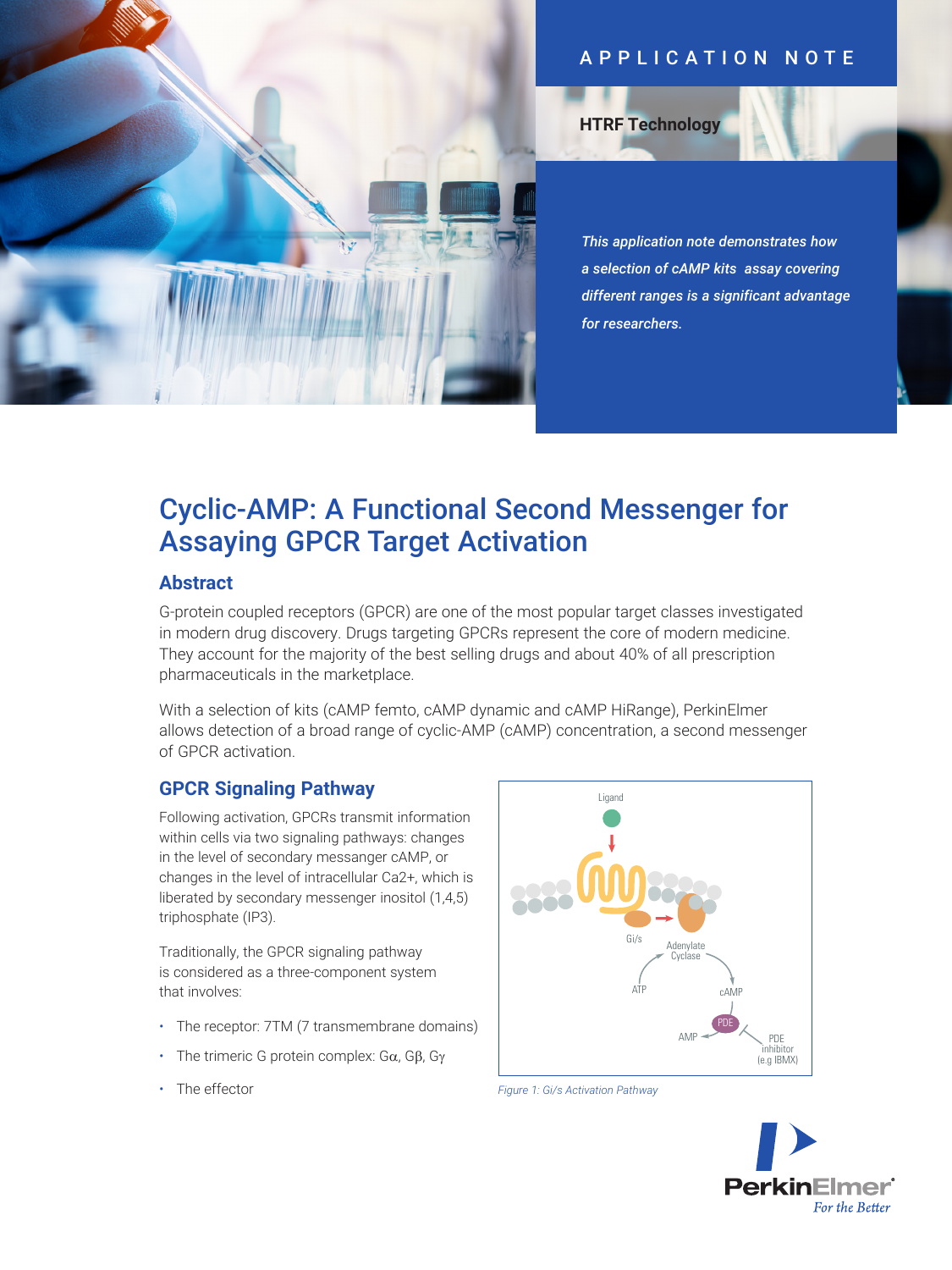APPLICATION NOTE

**HTRF Technology**

*This application note demonstrates how a selection of cAMP kits assay covering different ranges is a significant advantage for researchers.*

# Cyclic-AMP: A Functional Second Messenger for Assaying GPCR Target Activation

## Abstract

G-protein coupled receptors (GPCR) are one of the most popular target classes investigated in modern drug discovery. Drugs targeting GPCRs represent the core of modern medicine. They account for the majority of the best selling drugs and about 40% of all prescription pharmaceuticals in the marketplace.

With a selection of kits (cAMP femto, cAMP dynamic and cAMP HiRange), PerkinElmer allows detection of a broad range of cyclic-AMP (cAMP) concentration, a second messenger of GPCR activation.

## GPCR Signaling Pathway

Following activation, GPCRs transmit information within cells via two signaling pathways: changes in the level of secondary messanger cAMP, or changes in the level of intracellular $Ca^{2+}$, which is liberated by secondary messenger inositol (1,4,5) triphosphate (IP3).

Traditionally, the GPCR signaling pathway is considered as a three-component system that involves:

- The receptor: 7TM (7 transmembrane domains)
- The trimeric G protein complex: Gα, Gβ, Gγ
- The effector

Ligand, Gi/s, Adenylate Cyclase, ATP, cAMP, PDE, AMP, PDE inhibitor (e.g IBMX)

*Figure 1: Gi/s Activation Pathway*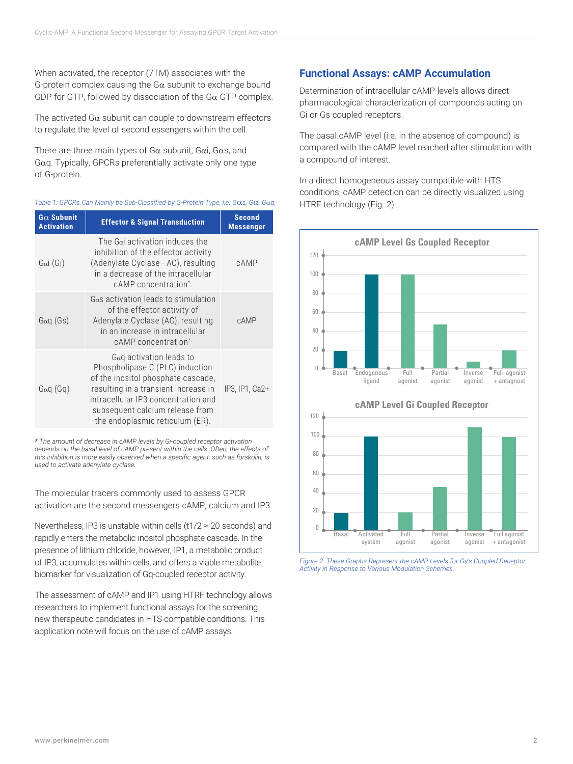When activated, the receptor (7TM) associates with the G-protein complex causing the Gα subunit to exchange bound GDP for GTP, followed by dissociation of the Gα-GTP complex.

The activated Gα subunit can couple to downstream effectors to regulate the level of second essengers within the cell.

There are three main types of Gα subunit, Gαi, Gαs, and Gαq. Typically, GPCRs preferentially activate only one type of G-protein.

*Table 1: GPCRs Can Mainly be Sub-Classified by G-Protein Type, i.e. Gαs, Gα, Gαq.*

| Gα Subunit Activation | Effector & Signal Transduction | Second Messenger |
|---|---|---|
| Gαi (Gi) | The Gαi activation induces the inhibition of the effector activity (Adenylate Cyclase - AC), resulting in a decrease of the intracellular cAMP concentration*. | cAMP |
| Gαq (Gs) | Gαs activation leads to stimulation of the effector activity of Adenylate Cyclase (AC), resulting in an increase in intracellular cAMP concentration* | cAMP |
| Gαq (Gq) | Gαq activation leads to Phospholipase C (PLC) induction of the inositol phosphate cascade, resulting in a transient increase in intracellular IP3 concentration and subsequent calcium release from the endoplasmic reticulum (ER). | IP3, IP1, Ca2+ |

*\* The amount of decrease in cAMP levels by Gi-coupled receptor activation depends on the basal level of cAMP present within the cells. Often, the effects of this inhibition is more easily observed when a specific agent, such as forskolin, is used to activate adenylate cyclase.*

The molecular tracers commonly used to assess GPCR activation are the second messengers cAMP, calcium and IP3.

Nevertheless, IP3 is unstable within cells (t1/2 ≈ 20 seconds) and rapidly enters the metabolic inositol phosphate cascade. In the presence of lithium chloride, however, IP1, a metabolic product of IP3, accumulates within cells, and offers a viable metabolite biomarker for visualization of Gq-coupled receptor activity.

The assessment of cAMP and IP1 using HTRF technology allows researchers to implement functional assays for the screening new therapeutic candidates in HTS-compatible conditions. This application note will focus on the use of cAMP assays.

## Functional Assays: cAMP Accumulation

Determination of intracellular cAMP levels allows direct pharmacological characterization of compounds acting on Gi or Gs coupled receptors.

The basal cAMP level (i.e. in the absence of compound) is compared with the cAMP level reached after stimulation with a compound of interest.

In a direct homogeneous assay compatible with HTS conditions, cAMP detection can be directly visualized using HTRF technology (Fig. 2).

**cAMP Level Gs Coupled Receptor**

| | Basal | Endogenous ligand | Full agonist | Partial agonist | Inverse agonist | Full agonist + antagnost |
|---|---|---|---|---|---|---|
| cAMP level | ~18 | ~100 | ~100 | ~46 | ~7 | ~19 |

**cAMP Level Gi Coupled Receptor**

| | Basal | Activated system | Full agonist | Partial agonist | Inverse agonist | Full agonist + antagonist |
|---|---|---|---|---|---|---|
| cAMP level | ~18 | ~100 | ~18 | ~46 | ~110 | ~100 |

*Figure 2: These Graphs Represent the cAMP Levels for Gi/s Coupled Receptor Activity in Response to Various Modulation Schemes.*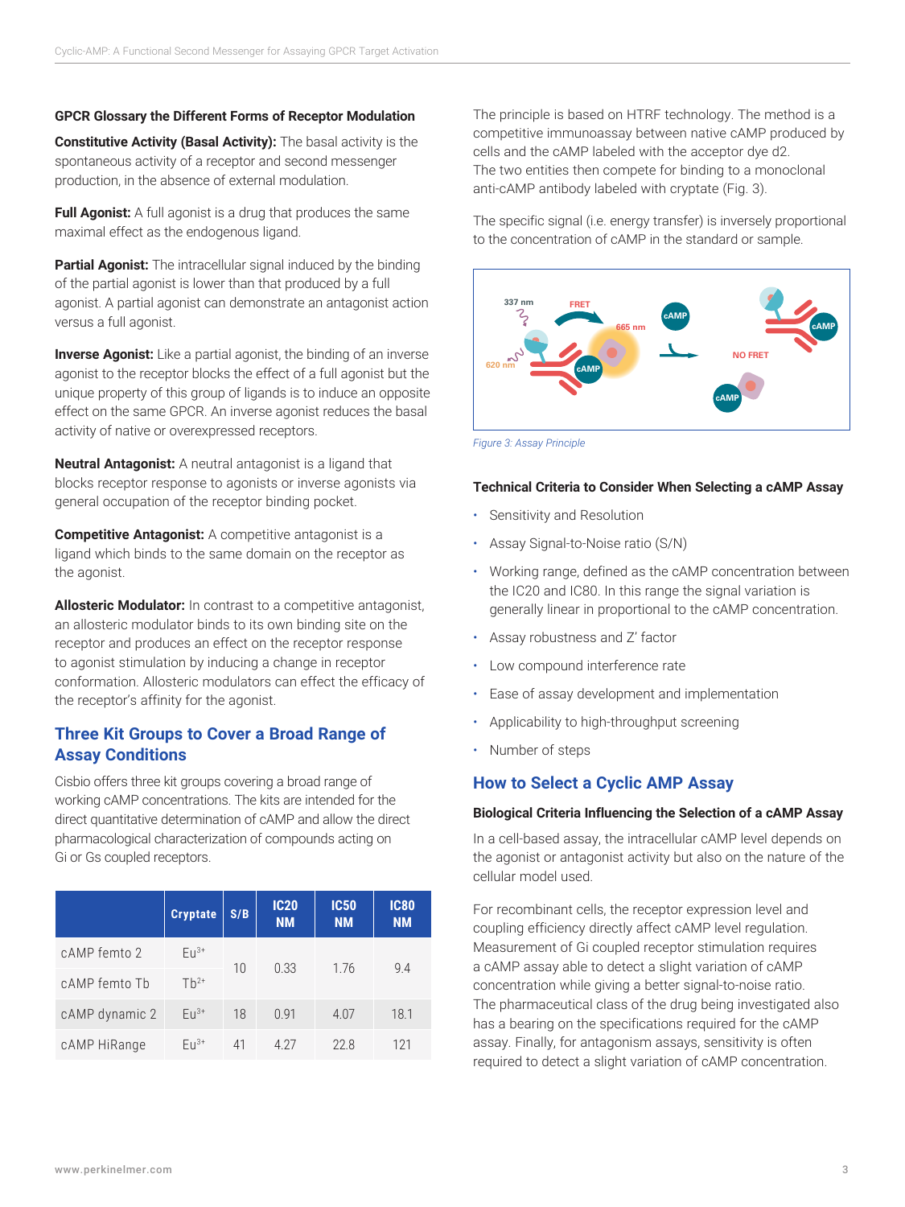**GPCR Glossary the Different Forms of Receptor Modulation**

**Constitutive Activity (Basal Activity):** The basal activity is the spontaneous activity of a receptor and second messenger production, in the absence of external modulation.

**Full Agonist:** A full agonist is a drug that produces the same maximal effect as the endogenous ligand.

**Partial Agonist:** The intracellular signal induced by the binding of the partial agonist is lower than that produced by a full agonist. A partial agonist can demonstrate an antagonist action versus a full agonist.

**Inverse Agonist:** Like a partial agonist, the binding of an inverse agonist to the receptor blocks the effect of a full agonist but the unique property of this group of ligands is to induce an opposite effect on the same GPCR. An inverse agonist reduces the basal activity of native or overexpressed receptors.

**Neutral Antagonist:** A neutral antagonist is a ligand that blocks receptor response to agonists or inverse agonists via general occupation of the receptor binding pocket.

**Competitive Antagonist:** A competitive antagonist is a ligand which binds to the same domain on the receptor as the agonist.

**Allosteric Modulator:** In contrast to a competitive antagonist, an allosteric modulator binds to its own binding site on the receptor and produces an effect on the receptor response to agonist stimulation by inducing a change in receptor conformation. Allosteric modulators can effect the efficacy of the receptor's affinity for the agonist.

## Three Kit Groups to Cover a Broad Range of Assay Conditions

Cisbio offers three kit groups covering a broad range of working cAMP concentrations. The kits are intended for the direct quantitative determination of cAMP and allow the direct pharmacological characterization of compounds acting on Gi or Gs coupled receptors.

| | Cryptate | S/B | IC20 NM | IC50 NM | IC80 NM |
|---|---|---|---|---|---|
| cAMP femto 2 | $Eu^{3+}$ | 10 | 0.33 | 1.76 | 9.4 |
| cAMP femto Tb | $Tb^{2+}$ | | | | |
| cAMP dynamic 2 | $Eu^{3+}$ | 18 | 0.91 | 4.07 | 18.1 |
| cAMP HiRange | $Eu^{3+}$ | 41 | 4.27 | 22.8 | 121 |

The principle is based on HTRF technology. The method is a competitive immunoassay between native cAMP produced by cells and the cAMP labeled with the acceptor dye d2. The two entities then compete for binding to a monoclonal anti-cAMP antibody labeled with cryptate (Fig. 3).

The specific signal (i.e. energy transfer) is inversely proportional to the concentration of cAMP in the standard or sample.

*Figure 3: Assay Principle*

**Technical Criteria to Consider When Selecting a cAMP Assay**

- Sensitivity and Resolution
- Assay Signal-to-Noise ratio (S/N)
- Working range, defined as the cAMP concentration between the IC20 and IC80. In this range the signal variation is generally linear in proportional to the cAMP concentration.
- Assay robustness and Z' factor
- Low compound interference rate
- Ease of assay development and implementation
- Applicability to high-throughput screening
- Number of steps

## How to Select a Cyclic AMP Assay

**Biological Criteria Influencing the Selection of a cAMP Assay**

In a cell-based assay, the intracellular cAMP level depends on the agonist or antagonist activity but also on the nature of the cellular model used.

For recombinant cells, the receptor expression level and coupling efficiency directly affect cAMP level regulation. Measurement of Gi coupled receptor stimulation requires a cAMP assay able to detect a slight variation of cAMP concentration while giving a better signal-to-noise ratio. The pharmaceutical class of the drug being investigated also has a bearing on the specifications required for the cAMP assay. Finally, for antagonism assays, sensitivity is often required to detect a slight variation of cAMP concentration.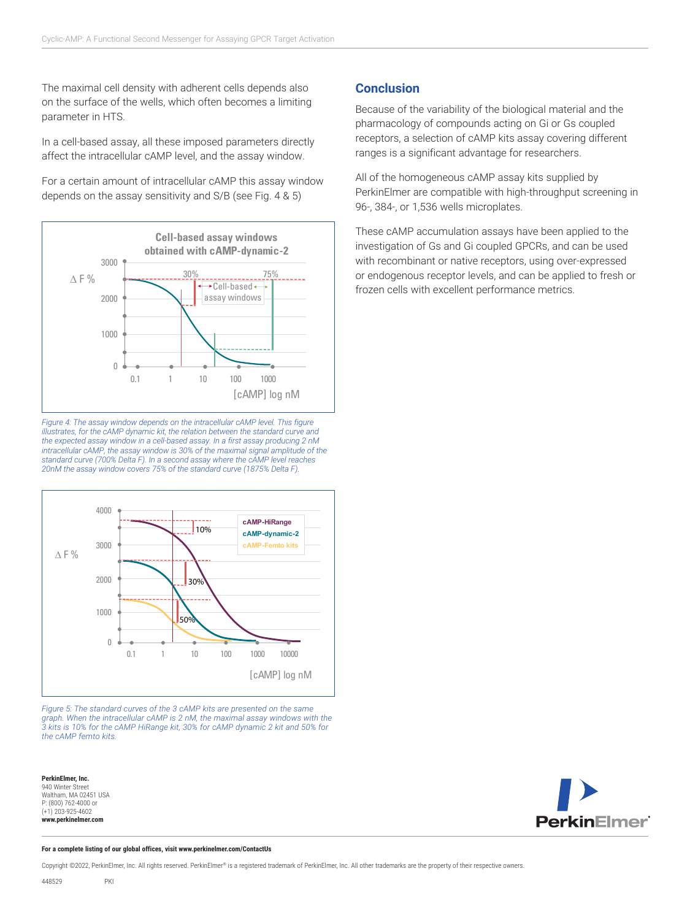The maximal cell density with adherent cells depends also on the surface of the wells, which often becomes a limiting parameter in HTS.

In a cell-based assay, all these imposed parameters directly affect the intracellular cAMP level, and the assay window.

For a certain amount of intracellular cAMP this assay window depends on the assay sensitivity and S/B (see Fig. 4 & 5)

Cell-based assay windows
obtained with cAMP-dynamic-2

ΔF %
3000
2000
1000
0
0.1
1
10
100
1000
[cAMP] log nM
30%
75%
Cell-based
assay windows

*Figure 4: The assay window depends on the intracellular cAMP level. This figure illustrates, for the cAMP dynamic kit, the relation between the standard curve and the expected assay window in a cell-based assay. In a first assay producing 2 nM intracellular cAMP, the assay window is 30% of the maximal signal amplitude of the standard curve (700% Delta F). In a second assay where the cAMP level reaches 20nM the assay window covers 75% of the standard curve (1875% Delta F).*

ΔF %
4000
3000
2000
1000
0
0.1
1
10
100
1000
10000
[cAMP] log nM
10%
30%
50%
cAMP-HiRange
cAMP-dynamic-2
cAMP-Femto kits

*Figure 5: The standard curves of the 3 cAMP kits are presented on the same graph. When the intracellular cAMP is 2 nM, the maximal assay windows with the 3 kits is 10% for the cAMP HiRange kit, 30% for cAMP dynamic 2 kit and 50% for the cAMP femto kits.*

## Conclusion

Because of the variability of the biological material and the pharmacology of compounds acting on Gi or Gs coupled receptors, a selection of cAMP kits assay covering different ranges is a significant advantage for researchers.

All of the homogeneous cAMP assay kits supplied by PerkinElmer are compatible with high-throughput screening in 96-, 384-, or 1,536 wells microplates.

These cAMP accumulation assays have been applied to the investigation of Gs and Gi coupled GPCRs, and can be used with recombinant or native receptors, using over-expressed or endogenous receptor levels, and can be applied to fresh or frozen cells with excellent performance metrics.

**PerkinElmer, Inc.**
940 Winter Street
Waltham, MA 02451 USA
P: (800) 762-4000 or
(+1) 203-925-4602
**www.perkinelmer.com**

**For a complete listing of our global offices, visit www.perkinelmer.com/ContactUs**

Copyright ©2022, PerkinElmer, Inc. All rights reserved. PerkinElmer® is a registered trademark of PerkinElmer, Inc. All other trademarks are the property of their respective owners.

448529 PKI